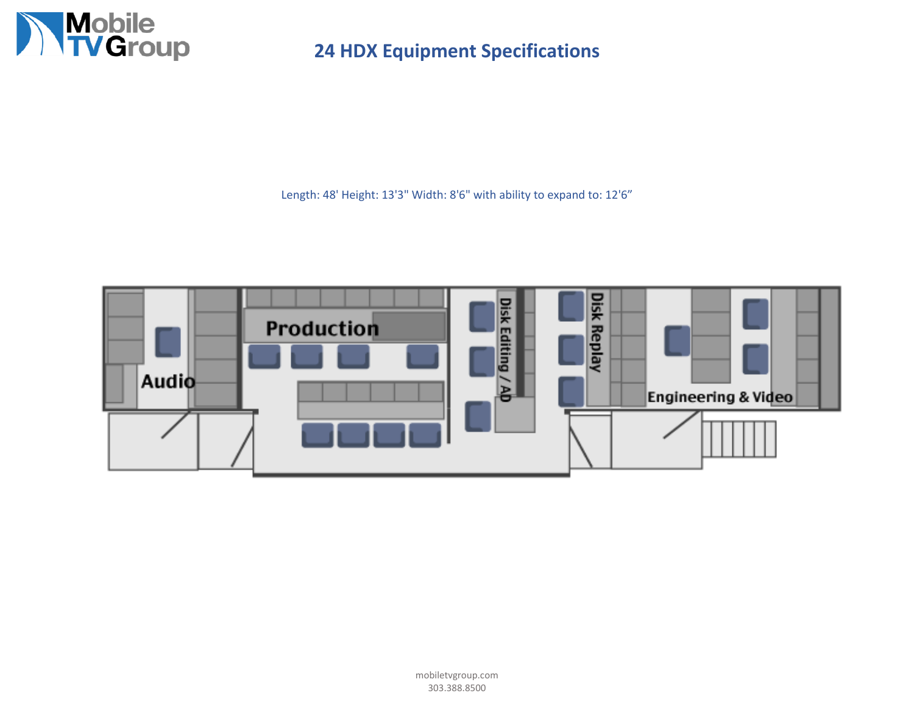# 24 HDX Equipment Specifications

Length: 48' Height: 13'3" Width: 8'6" with ability to expand to: 12'6"

Audio

Production

Disk Editing / AD

Disk Replay

Engineering & Video

mobiletvgroup.com
303.388.8500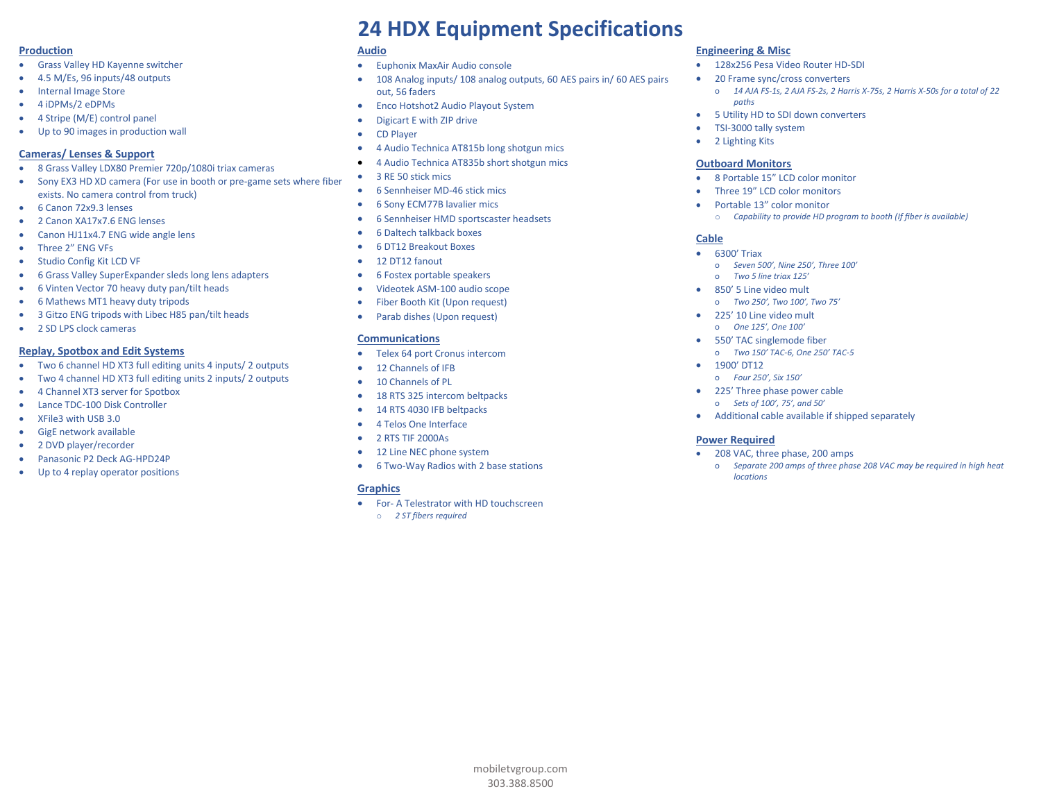# 24 HDX Equipment Specifications

## Production

- Grass Valley HD Kayenne switcher
- 4.5 M/Es, 96 inputs/48 outputs
- Internal Image Store
- 4 iDPMs/2 eDPMs
- 4 Stripe (M/E) control panel
- Up to 90 images in production wall

## Cameras/ Lenses & Support

- 8 Grass Valley LDX80 Premier 720p/1080i triax cameras
- Sony EX3 HD XD camera (For use in booth or pre-game sets where fiber exists. No camera control from truck)
- 6 Canon 72x9.3 lenses
- 2 Canon XA17x7.6 ENG lenses
- Canon HJ11x4.7 ENG wide angle lens
- Three 2" ENG VFs
- Studio Config Kit LCD VF
- 6 Grass Valley SuperExpander sleds long lens adapters
- 6 Vinten Vector 70 heavy duty pan/tilt heads
- 6 Mathews MT1 heavy duty tripods
- 3 Gitzo ENG tripods with Libec H85 pan/tilt heads
- 2 SD LPS clock cameras

## Replay, Spotbox and Edit Systems

- Two 6 channel HD XT3 full editing units 4 inputs/ 2 outputs
- Two 4 channel HD XT3 full editing units 2 inputs/ 2 outputs
- 4 Channel XT3 server for Spotbox
- Lance TDC-100 Disk Controller
- XFile3 with USB 3.0
- GigE network available
- 2 DVD player/recorder
- Panasonic P2 Deck AG-HPD24P
- Up to 4 replay operator positions

## Audio

- Euphonix MaxAir Audio console
- 108 Analog inputs/ 108 analog outputs, 60 AES pairs in/ 60 AES pairs out, 56 faders
- Enco Hotshot2 Audio Playout System
- Digicart E with ZIP drive
- CD Player
- 4 Audio Technica AT815b long shotgun mics
- 4 Audio Technica AT835b short shotgun mics
- 3 RE 50 stick mics
- 6 Sennheiser MD-46 stick mics
- 6 Sony ECM77B lavalier mics
- 6 Sennheiser HMD sportscaster headsets
- 6 Daltech talkback boxes
- 6 DT12 Breakout Boxes
- 12 DT12 fanout
- 6 Fostex portable speakers
- Videotek ASM-100 audio scope
- Fiber Booth Kit (Upon request)
- Parab dishes (Upon request)

## Communications

- Telex 64 port Cronus intercom
- 12 Channels of IFB
- 10 Channels of PL
- 18 RTS 325 intercom beltpacks
- 14 RTS 4030 IFB beltpacks
- 4 Telos One Interface
- 2 RTS TIF 2000As
- 12 Line NEC phone system
- 6 Two-Way Radios with 2 base stations

## Graphics

- For- A Telestrator with HD touchscreen
  - *2 ST fibers required*

## Engineering & Misc

- 128x256 Pesa Video Router HD-SDI
- 20 Frame sync/cross converters
  - *14 AJA FS-1s, 2 AJA FS-2s, 2 Harris X-75s, 2 Harris X-50s for a total of 22 paths*
- 5 Utility HD to SDI down converters
- TSI-3000 tally system
- 2 Lighting Kits

## Outboard Monitors

- 8 Portable 15" LCD color monitor
- Three 19" LCD color monitors
- Portable 13" color monitor
  - *Capability to provide HD program to booth (If fiber is available)*

## Cable

- 6300' Triax
  - *Seven 500', Nine 250', Three 100'*
  - *Two 5 line triax 125'*
- 850' 5 Line video mult
  - *Two 250', Two 100', Two 75'*
- 225' 10 Line video mult
  - *One 125', One 100'*
- 550' TAC singlemode fiber
  - *Two 150' TAC-6, One 250' TAC-5*
- 1900' DT12
  - *Four 250', Six 150'*
- 225' Three phase power cable
  - *Sets of 100', 75', and 50'*
- Additional cable available if shipped separately

## Power Required

- 208 VAC, three phase, 200 amps
  - *Separate 200 amps of three phase 208 VAC may be required in high heat locations*

mobiletvgroup.com
303.388.8500